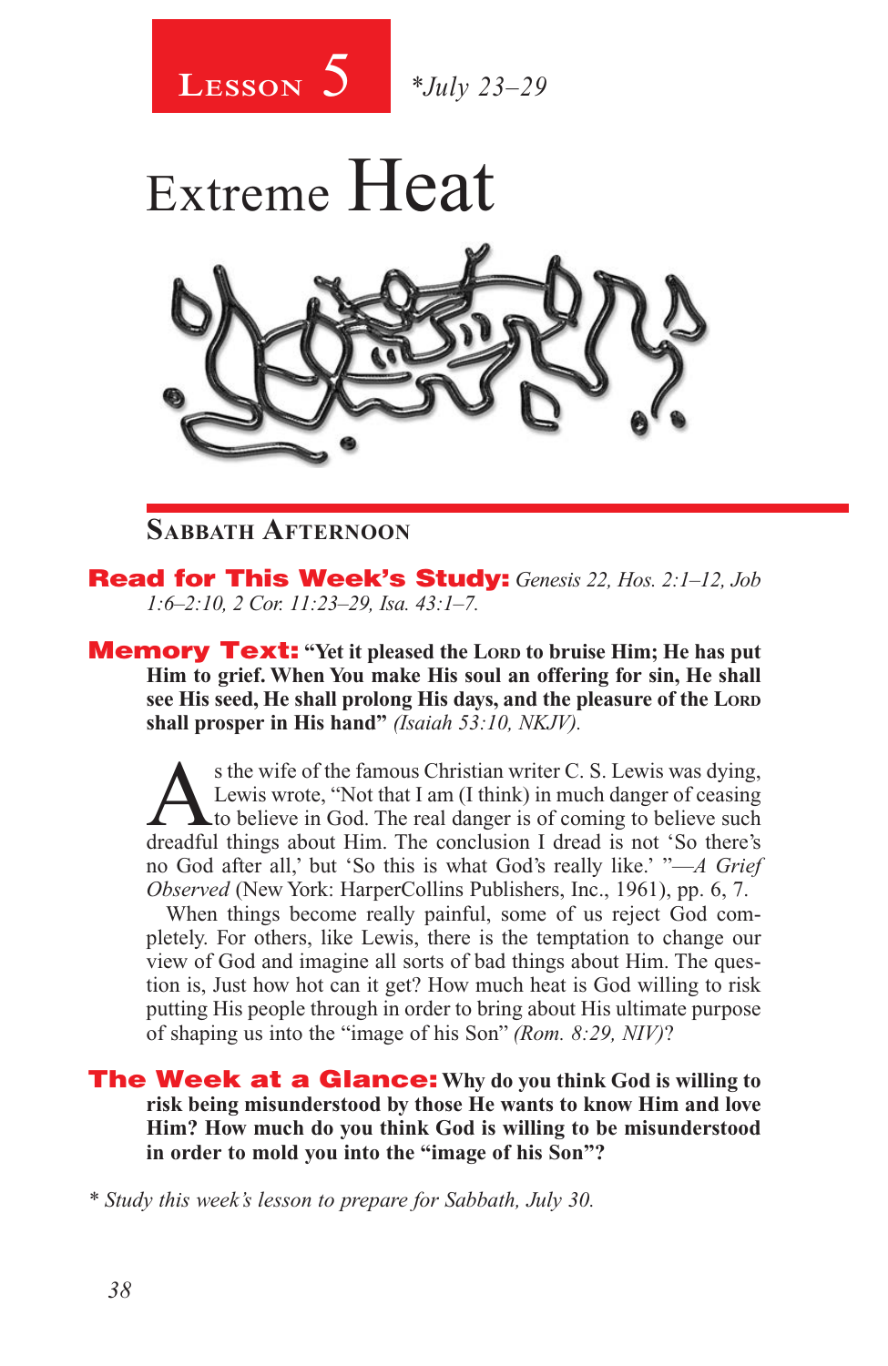**Lesson 5** *\*July 23–29*

# Extreme Heat

## Sabbath Afternoon

**Read for This Week's Study:** *Genesis 22, Hos. 2:1–12, Job 1:6–2:10, 2 Cor. 11:23–29, Isa. 43:1–7.*

**Memory Text:** **"Yet it pleased the Lord to bruise Him; He has put Him to grief. When You make His soul an offering for sin, He shall see His seed, He shall prolong His days, and the pleasure of the Lord shall prosper in His hand"** *(Isaiah 53:10, NKJV).*

As the wife of the famous Christian writer C. S. Lewis was dying, Lewis wrote, "Not that I am (I think) in much danger of ceasing to believe in God. The real danger is of coming to believe such dreadful things about Him. The conclusion I dread is not 'So there's no God after all,' but 'So this is what God's really like.' "—*A Grief Observed* (New York: HarperCollins Publishers, Inc., 1961), pp. 6, 7.

When things become really painful, some of us reject God completely. For others, like Lewis, there is the temptation to change our view of God and imagine all sorts of bad things about Him. The question is, Just how hot can it get? How much heat is God willing to risk putting His people through in order to bring about His ultimate purpose of shaping us into the "image of his Son" *(Rom. 8:29, NIV)*?

**The Week at a Glance:** **Why do you think God is willing to risk being misunderstood by those He wants to know Him and love Him? How much do you think God is willing to be misunderstood in order to mold you into the "image of his Son"?**

*\* Study this week's lesson to prepare for Sabbath, July 30.*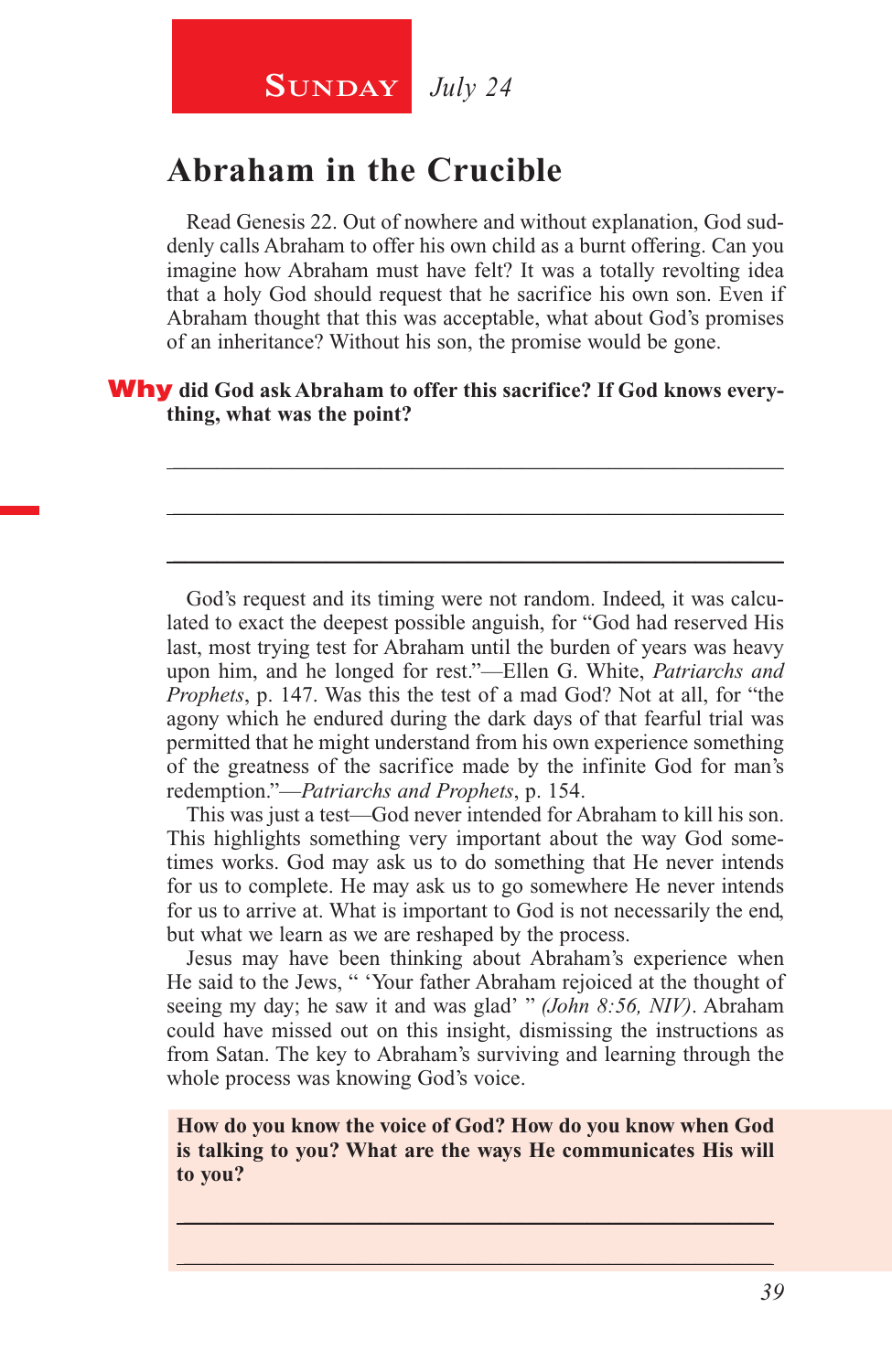**SUNDAY** *July 24*

# Abraham in the Crucible

Read Genesis 22. Out of nowhere and without explanation, God suddenly calls Abraham to offer his own child as a burnt offering. Can you imagine how Abraham must have felt? It was a totally revolting idea that a holy God should request that he sacrifice his own son. Even if Abraham thought that this was acceptable, what about God's promises of an inheritance? Without his son, the promise would be gone.

**Why did God ask Abraham to offer this sacrifice? If God knows everything, what was the point?**

______________________________________________________________

______________________________________________________________

______________________________________________________________

God's request and its timing were not random. Indeed, it was calculated to exact the deepest possible anguish, for "God had reserved His last, most trying test for Abraham until the burden of years was heavy upon him, and he longed for rest."—Ellen G. White, *Patriarchs and Prophets*, p. 147. Was this the test of a mad God? Not at all, for "the agony which he endured during the dark days of that fearful trial was permitted that he might understand from his own experience something of the greatness of the sacrifice made by the infinite God for man's redemption."—*Patriarchs and Prophets*, p. 154.

This was just a test—God never intended for Abraham to kill his son. This highlights something very important about the way God sometimes works. God may ask us to do something that He never intends for us to complete. He may ask us to go somewhere He never intends for us to arrive at. What is important to God is not necessarily the end, but what we learn as we are reshaped by the process.

Jesus may have been thinking about Abraham's experience when He said to the Jews, " 'Your father Abraham rejoiced at the thought of seeing my day; he saw it and was glad' " *(John 8:56, NIV)*. Abraham could have missed out on this insight, dismissing the instructions as from Satan. The key to Abraham's surviving and learning through the whole process was knowing God's voice.

**How do you know the voice of God? How do you know when God is talking to you? What are the ways He communicates His will to you?**

______________________________________________________________

______________________________________________________________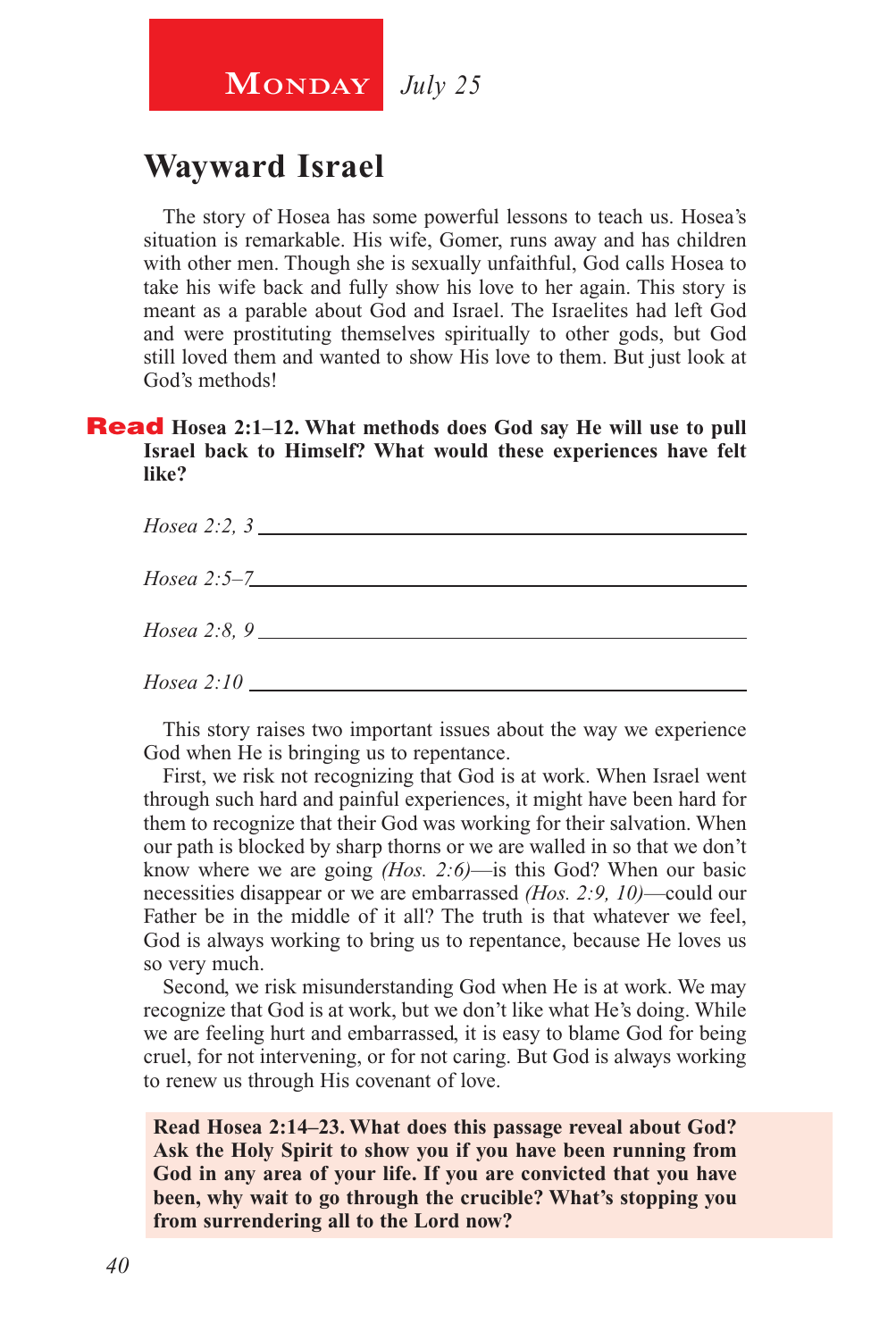**Monday** *July 25*

# Wayward Israel

The story of Hosea has some powerful lessons to teach us. Hosea's situation is remarkable. His wife, Gomer, runs away and has children with other men. Though she is sexually unfaithful, God calls Hosea to take his wife back and fully show his love to her again. This story is meant as a parable about God and Israel. The Israelites had left God and were prostituting themselves spiritually to other gods, but God still loved them and wanted to show His love to them. But just look at God's methods!

**Read Hosea 2:1–12. What methods does God say He will use to pull Israel back to Himself? What would these experiences have felt like?**

*Hosea 2:2, 3* ____________________________________________

*Hosea 2:5–7* ____________________________________________

*Hosea 2:8, 9* ____________________________________________

*Hosea 2:10* ____________________________________________

This story raises two important issues about the way we experience God when He is bringing us to repentance.

First, we risk not recognizing that God is at work. When Israel went through such hard and painful experiences, it might have been hard for them to recognize that their God was working for their salvation. When our path is blocked by sharp thorns or we are walled in so that we don't know where we are going *(Hos. 2:6)*—is this God? When our basic necessities disappear or we are embarrassed *(Hos. 2:9, 10)*—could our Father be in the middle of it all? The truth is that whatever we feel, God is always working to bring us to repentance, because He loves us so very much.

Second, we risk misunderstanding God when He is at work. We may recognize that God is at work, but we don't like what He's doing. While we are feeling hurt and embarrassed, it is easy to blame God for being cruel, for not intervening, or for not caring. But God is always working to renew us through His covenant of love.

**Read Hosea 2:14–23. What does this passage reveal about God? Ask the Holy Spirit to show you if you have been running from God in any area of your life. If you are convicted that you have been, why wait to go through the crucible? What's stopping you from surrendering all to the Lord now?**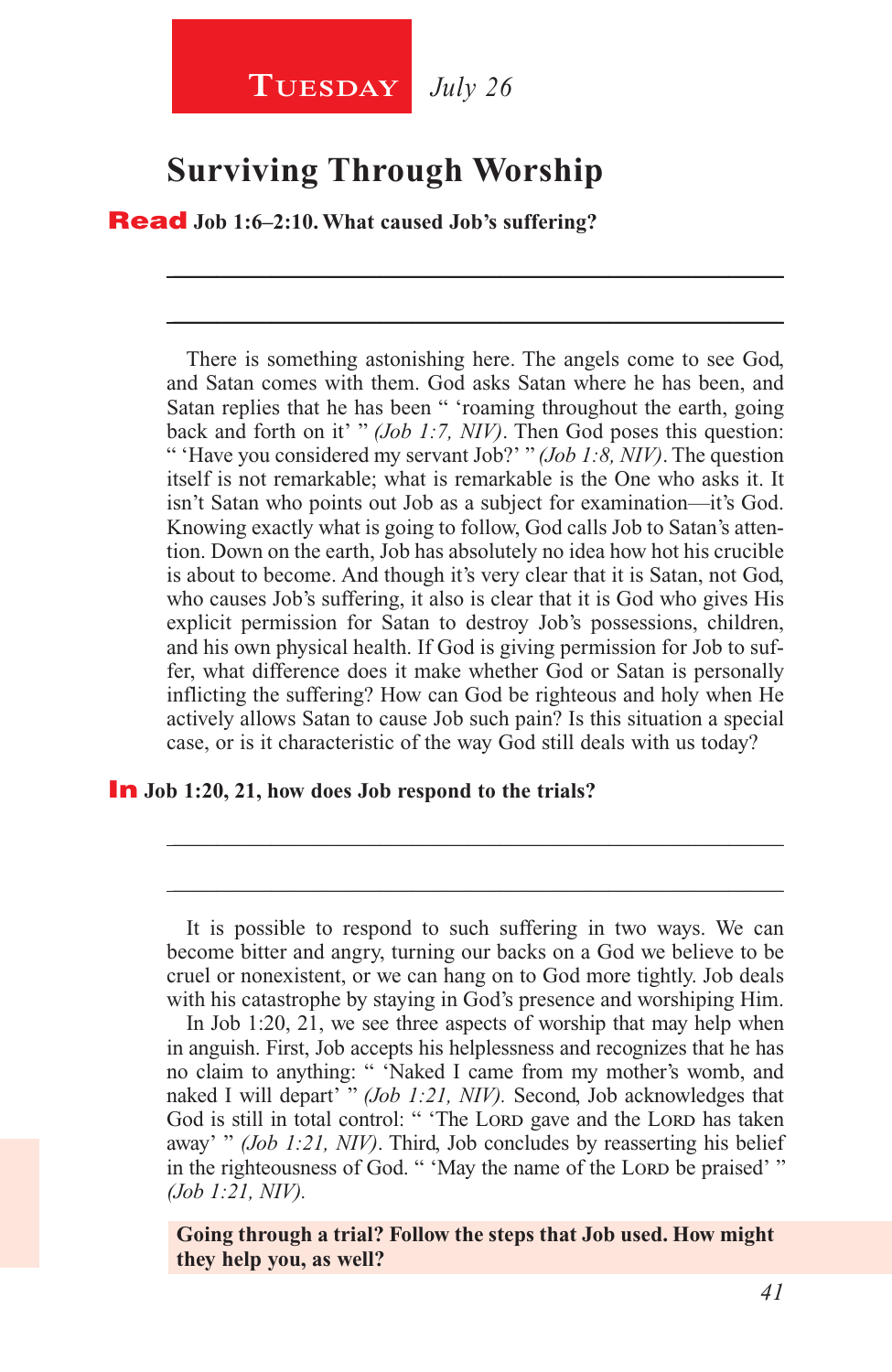**Tuesday** *July 26*

# Surviving Through Worship

**Read Job 1:6–2:10. What caused Job's suffering?**

______________________________________________________________

______________________________________________________________

There is something astonishing here. The angels come to see God, and Satan comes with them. God asks Satan where he has been, and Satan replies that he has been " 'roaming throughout the earth, going back and forth on it' " *(Job 1:7, NIV)*. Then God poses this question: " 'Have you considered my servant Job?' " *(Job 1:8, NIV)*. The question itself is not remarkable; what is remarkable is the One who asks it. It isn't Satan who points out Job as a subject for examination—it's God. Knowing exactly what is going to follow, God calls Job to Satan's attention. Down on the earth, Job has absolutely no idea how hot his crucible is about to become. And though it's very clear that it is Satan, not God, who causes Job's suffering, it also is clear that it is God who gives His explicit permission for Satan to destroy Job's possessions, children, and his own physical health. If God is giving permission for Job to suffer, what difference does it make whether God or Satan is personally inflicting the suffering? How can God be righteous and holy when He actively allows Satan to cause Job such pain? Is this situation a special case, or is it characteristic of the way God still deals with us today?

**In Job 1:20, 21, how does Job respond to the trials?**

______________________________________________________________

______________________________________________________________

It is possible to respond to such suffering in two ways. We can become bitter and angry, turning our backs on a God we believe to be cruel or nonexistent, or we can hang on to God more tightly. Job deals with his catastrophe by staying in God's presence and worshiping Him.

In Job 1:20, 21, we see three aspects of worship that may help when in anguish. First, Job accepts his helplessness and recognizes that he has no claim to anything: " 'Naked I came from my mother's womb, and naked I will depart' " *(Job 1:21, NIV)*. Second, Job acknowledges that God is still in total control: " 'The Lord gave and the Lord has taken away' " *(Job 1:21, NIV)*. Third, Job concludes by reasserting his belief in the righteousness of God. " 'May the name of the Lord be praised' " *(Job 1:21, NIV)*.

**Going through a trial? Follow the steps that Job used. How might they help you, as well?**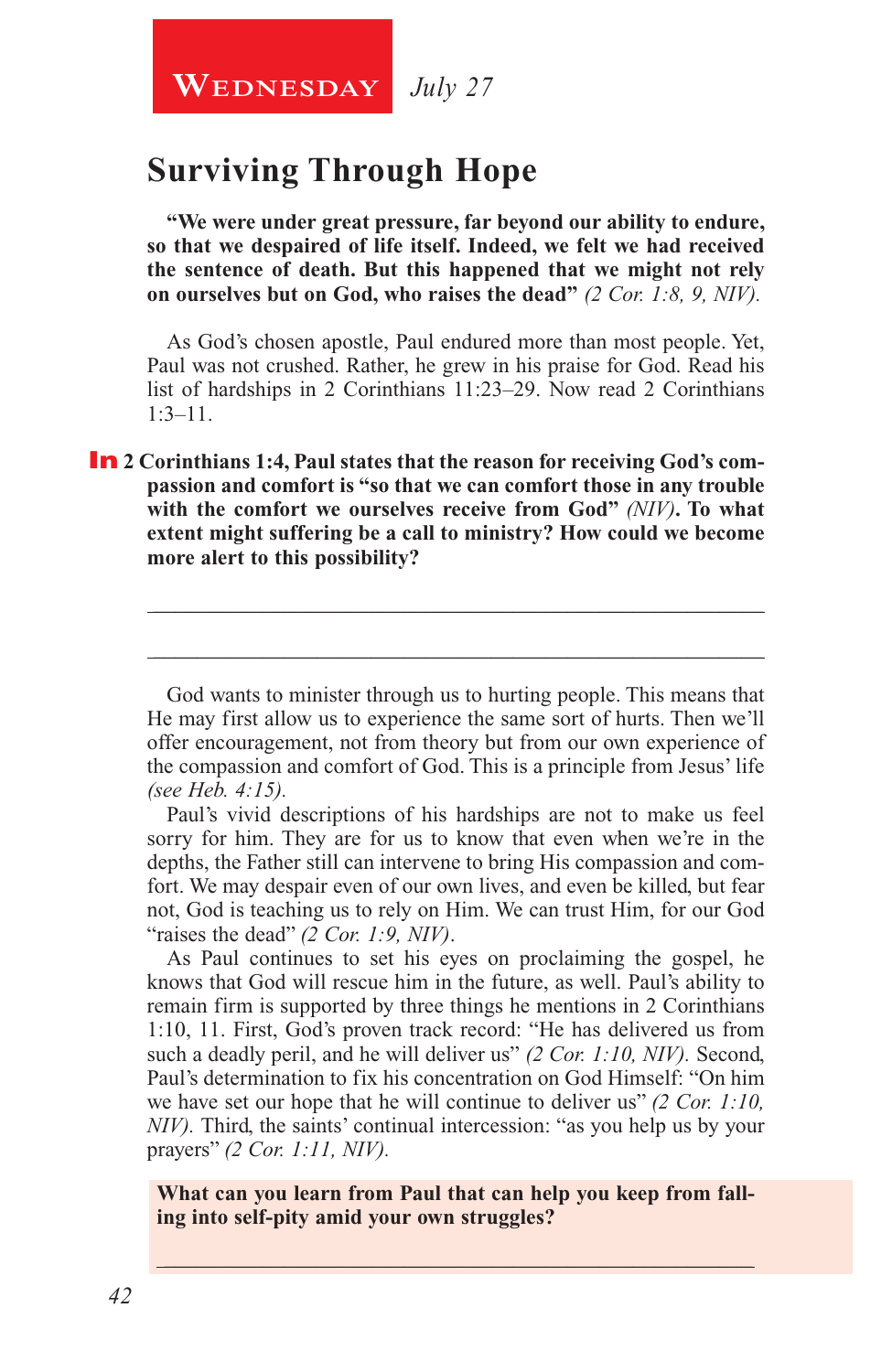**Wednesday** *July 27*

## Surviving Through Hope

**"We were under great pressure, far beyond our ability to endure, so that we despaired of life itself. Indeed, we felt we had received the sentence of death. But this happened that we might not rely on ourselves but on God, who raises the dead"** *(2 Cor. 1:8, 9, NIV).*

As God's chosen apostle, Paul endured more than most people. Yet, Paul was not crushed. Rather, he grew in his praise for God. Read his list of hardships in 2 Corinthians 11:23–29. Now read 2 Corinthians 1:3–11.

**In 2 Corinthians 1:4, Paul states that the reason for receiving God's compassion and comfort is "so that we can comfort those in any trouble with the comfort we ourselves receive from God"** *(NIV)*. **To what extent might suffering be a call to ministry? How could we become more alert to this possibility?**

_______________________________________________

_______________________________________________

God wants to minister through us to hurting people. This means that He may first allow us to experience the same sort of hurts. Then we'll offer encouragement, not from theory but from our own experience of the compassion and comfort of God. This is a principle from Jesus' life *(see Heb. 4:15).*

Paul's vivid descriptions of his hardships are not to make us feel sorry for him. They are for us to know that even when we're in the depths, the Father still can intervene to bring His compassion and comfort. We may despair even of our own lives, and even be killed, but fear not, God is teaching us to rely on Him. We can trust Him, for our God "raises the dead" *(2 Cor. 1:9, NIV)*.

As Paul continues to set his eyes on proclaiming the gospel, he knows that God will rescue him in the future, as well. Paul's ability to remain firm is supported by three things he mentions in 2 Corinthians 1:10, 11. First, God's proven track record: "He has delivered us from such a deadly peril, and he will deliver us" *(2 Cor. 1:10, NIV).* Second, Paul's determination to fix his concentration on God Himself: "On him we have set our hope that he will continue to deliver us" *(2 Cor. 1:10, NIV).* Third, the saints' continual intercession: "as you help us by your prayers" *(2 Cor. 1:11, NIV).*

**What can you learn from Paul that can help you keep from falling into self-pity amid your own struggles?**

_______________________________________________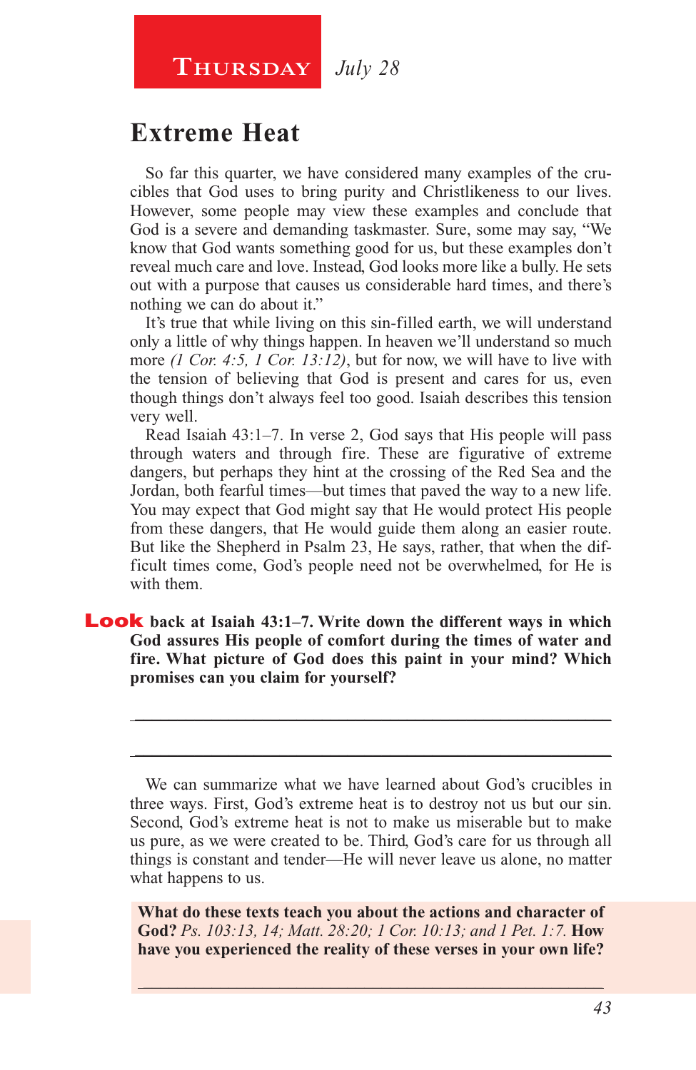**Thursday** *July 28*

## Extreme Heat

So far this quarter, we have considered many examples of the crucibles that God uses to bring purity and Christlikeness to our lives. However, some people may view these examples and conclude that God is a severe and demanding taskmaster. Sure, some may say, "We know that God wants something good for us, but these examples don't reveal much care and love. Instead, God looks more like a bully. He sets out with a purpose that causes us considerable hard times, and there's nothing we can do about it."

It's true that while living on this sin-filled earth, we will understand only a little of why things happen. In heaven we'll understand so much more *(1 Cor. 4:5, 1 Cor. 13:12)*, but for now, we will have to live with the tension of believing that God is present and cares for us, even though things don't always feel too good. Isaiah describes this tension very well.

Read Isaiah 43:1–7. In verse 2, God says that His people will pass through waters and through fire. These are figurative of extreme dangers, but perhaps they hint at the crossing of the Red Sea and the Jordan, both fearful times—but times that paved the way to a new life. You may expect that God might say that He would protect His people from these dangers, that He would guide them along an easier route. But like the Shepherd in Psalm 23, He says, rather, that when the difficult times come, God's people need not be overwhelmed, for He is with them.

**Look back at Isaiah 43:1–7. Write down the different ways in which God assures His people of comfort during the times of water and fire. What picture of God does this paint in your mind? Which promises can you claim for yourself?**

\_\_\_\_\_\_\_\_\_\_\_\_\_\_\_\_\_\_\_\_\_\_\_\_\_\_\_\_\_\_\_\_\_\_\_\_\_\_\_\_\_\_\_\_\_\_\_\_\_\_\_\_\_\_\_\_

\_\_\_\_\_\_\_\_\_\_\_\_\_\_\_\_\_\_\_\_\_\_\_\_\_\_\_\_\_\_\_\_\_\_\_\_\_\_\_\_\_\_\_\_\_\_\_\_\_\_\_\_\_\_\_\_

We can summarize what we have learned about God's crucibles in three ways. First, God's extreme heat is to destroy not us but our sin. Second, God's extreme heat is not to make us miserable but to make us pure, as we were created to be. Third, God's care for us through all things is constant and tender—He will never leave us alone, no matter what happens to us.

**What do these texts teach you about the actions and character of God?** *Ps. 103:13, 14; Matt. 28:20; 1 Cor. 10:13; and 1 Pet. 1:7.* **How have you experienced the reality of these verses in your own life?**

\_\_\_\_\_\_\_\_\_\_\_\_\_\_\_\_\_\_\_\_\_\_\_\_\_\_\_\_\_\_\_\_\_\_\_\_\_\_\_\_\_\_\_\_\_\_\_\_\_\_\_\_\_\_\_\_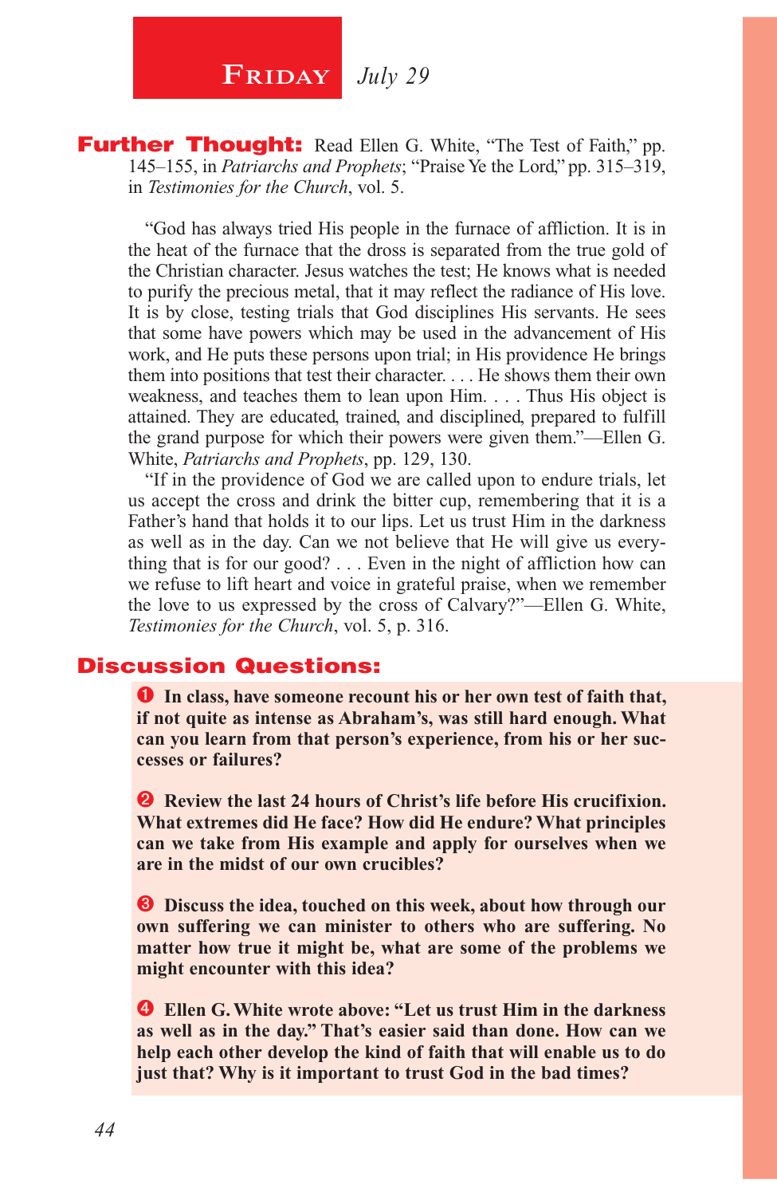# Friday *July 29*

**Further Thought:** Read Ellen G. White, “The Test of Faith,” pp. 145–155, in *Patriarchs and Prophets*; “Praise Ye the Lord,” pp. 315–319, in *Testimonies for the Church*, vol. 5.

“God has always tried His people in the furnace of affliction. It is in the heat of the furnace that the dross is separated from the true gold of the Christian character. Jesus watches the test; He knows what is needed to purify the precious metal, that it may reflect the radiance of His love. It is by close, testing trials that God disciplines His servants. He sees that some have powers which may be used in the advancement of His work, and He puts these persons upon trial; in His providence He brings them into positions that test their character. . . . He shows them their own weakness, and teaches them to lean upon Him. . . . Thus His object is attained. They are educated, trained, and disciplined, prepared to fulfill the grand purpose for which their powers were given them.”—Ellen G. White, *Patriarchs and Prophets*, pp. 129, 130.

“If in the providence of God we are called upon to endure trials, let us accept the cross and drink the bitter cup, remembering that it is a Father’s hand that holds it to our lips. Let us trust Him in the darkness as well as in the day. Can we not believe that He will give us everything that is for our good? . . . Even in the night of affliction how can we refuse to lift heart and voice in grateful praise, when we remember the love to us expressed by the cross of Calvary?”—Ellen G. White, *Testimonies for the Church*, vol. 5, p. 316.

## Discussion Questions:

1. **In class, have someone recount his or her own test of faith that, if not quite as intense as Abraham’s, was still hard enough. What can you learn from that person’s experience, from his or her successes or failures?**

2. **Review the last 24 hours of Christ’s life before His crucifixion. What extremes did He face? How did He endure? What principles can we take from His example and apply for ourselves when we are in the midst of our own crucibles?**

3. **Discuss the idea, touched on this week, about how through our own suffering we can minister to others who are suffering. No matter how true it might be, what are some of the problems we might encounter with this idea?**

4. **Ellen G. White wrote above: “Let us trust Him in the darkness as well as in the day.” That’s easier said than done. How can we help each other develop the kind of faith that will enable us to do just that? Why is it important to trust God in the bad times?**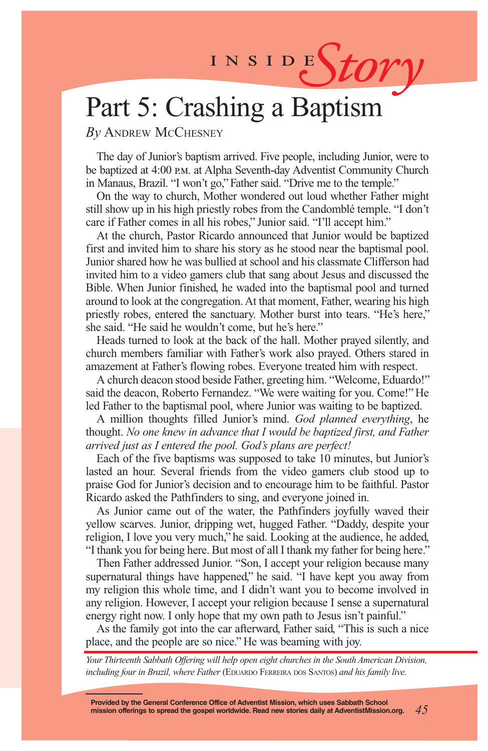INSIDE *Story*

# Part 5: Crashing a Baptism

*By* Andrew McChesney

The day of Junior's baptism arrived. Five people, including Junior, were to be baptized at 4:00 P.M. at Alpha Seventh-day Adventist Community Church in Manaus, Brazil. "I won't go," Father said. "Drive me to the temple."

On the way to church, Mother wondered out loud whether Father might still show up in his high priestly robes from the Candomblé temple. "I don't care if Father comes in all his robes," Junior said. "I'll accept him."

At the church, Pastor Ricardo announced that Junior would be baptized first and invited him to share his story as he stood near the baptismal pool. Junior shared how he was bullied at school and his classmate Clifferson had invited him to a video gamers club that sang about Jesus and discussed the Bible. When Junior finished, he waded into the baptismal pool and turned around to look at the congregation. At that moment, Father, wearing his high priestly robes, entered the sanctuary. Mother burst into tears. "He's here," she said. "He said he wouldn't come, but he's here."

Heads turned to look at the back of the hall. Mother prayed silently, and church members familiar with Father's work also prayed. Others stared in amazement at Father's flowing robes. Everyone treated him with respect.

A church deacon stood beside Father, greeting him. "Welcome, Eduardo!" said the deacon, Roberto Fernandez. "We were waiting for you. Come!" He led Father to the baptismal pool, where Junior was waiting to be baptized.

A million thoughts filled Junior's mind. *God planned everything*, he thought. *No one knew in advance that I would be baptized first, and Father arrived just as I entered the pool. God's plans are perfect!*

Each of the five baptisms was supposed to take 10 minutes, but Junior's lasted an hour. Several friends from the video gamers club stood up to praise God for Junior's decision and to encourage him to be faithful. Pastor Ricardo asked the Pathfinders to sing, and everyone joined in.

As Junior came out of the water, the Pathfinders joyfully waved their yellow scarves. Junior, dripping wet, hugged Father. "Daddy, despite your religion, I love you very much," he said. Looking at the audience, he added, "I thank you for being here. But most of all I thank my father for being here."

Then Father addressed Junior. "Son, I accept your religion because many supernatural things have happened," he said. "I have kept you away from my religion this whole time, and I didn't want you to become involved in any religion. However, I accept your religion because I sense a supernatural energy right now. I only hope that my own path to Jesus isn't painful."

As the family got into the car afterward, Father said, "This is such a nice place, and the people are so nice." He was beaming with joy.

*Your Thirteenth Sabbath Offering will help open eight churches in the South American Division, including four in Brazil, where Father* (Eduardo Ferreira dos Santos) *and his family live.*

**Provided by the General Conference Office of Adventist Mission, which uses Sabbath School mission offerings to spread the gospel worldwide. Read new stories daily at AdventistMission.org.**